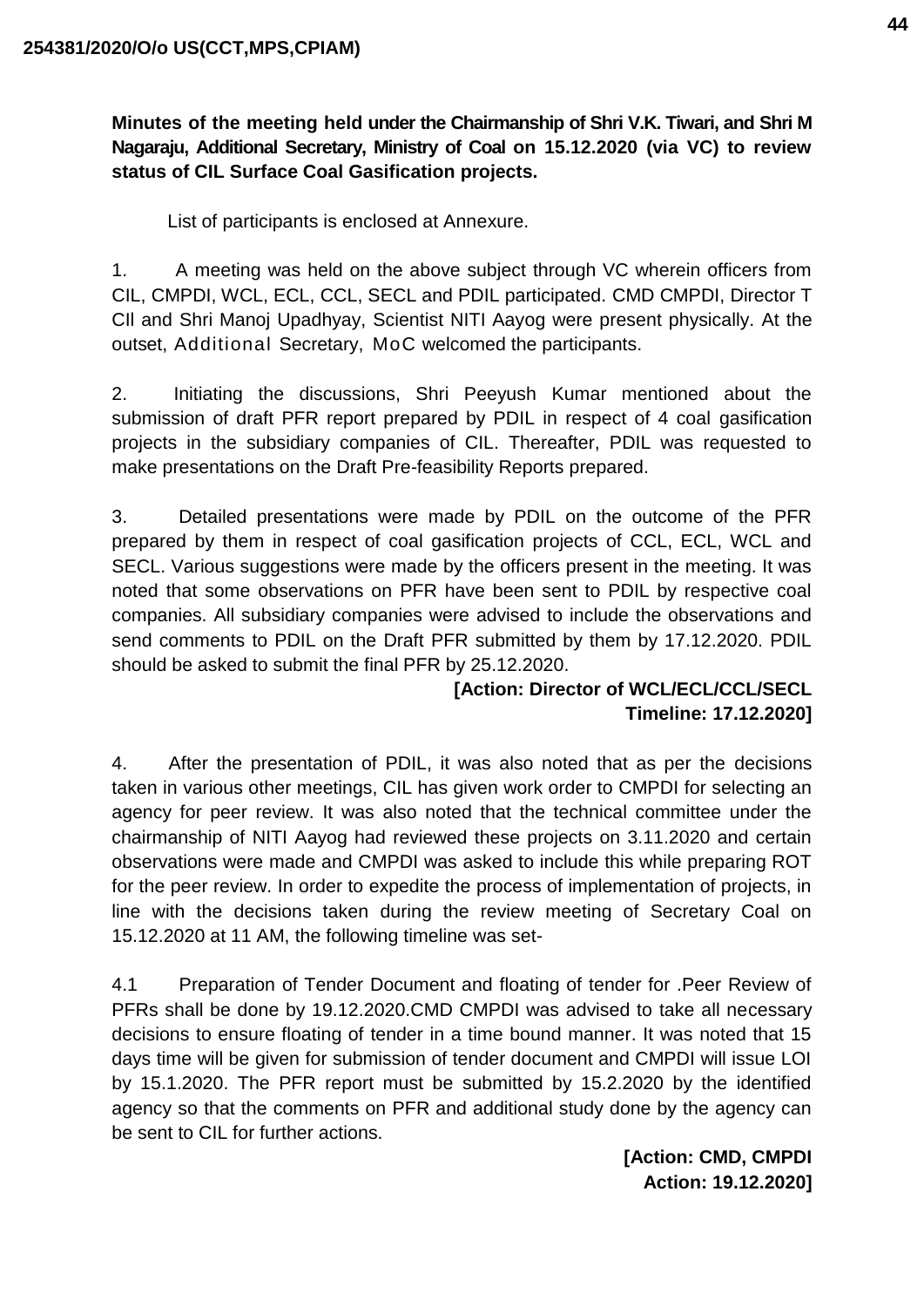**254381/2020/O/o US(CCT,MPS,CPIAM)**

**Minutes of the meeting held under the Chairmanship of Shri V.K. Tiwari, and Shri M Nagaraju, Additional Secretary, Ministry of Coal on 15.12.2020 (via VC) to review status of CIL Surface Coal Gasification projects.**

List of participants is enclosed at Annexure.

1. A meeting was held on the above subject through VC wherein officers from CIL, CMPDI, WCL, ECL, CCL, SECL and PDIL participated. CMD CMPDI, Director T CIl and Shri Manoj Upadhyay, Scientist NITI Aayog were present physically. At the outset, Additional Secretary, MoC welcomed the participants.

2. Initiating the discussions, Shri Peeyush Kumar mentioned about the submission of draft PFR report prepared by PDIL in respect of 4 coal gasification projects in the subsidiary companies of CIL. Thereafter, PDIL was requested to make presentations on the Draft Pre-feasibility Reports prepared.

3. Detailed presentations were made by PDIL on the outcome of the PFR prepared by them in respect of coal gasification projects of CCL, ECL, WCL and SECL. Various suggestions were made by the officers present in the meeting. It was noted that some observations on PFR have been sent to PDIL by respective coal companies. All subsidiary companies were advised to include the observations and send comments to PDIL on the Draft PFR submitted by them by 17.12.2020. PDIL should be asked to submit the final PFR by 25.12.2020.

**[Action: Director of WCL/ECL/CCL/SECL**
**Timeline: 17.12.2020]**

4. After the presentation of PDIL, it was also noted that as per the decisions taken in various other meetings, CIL has given work order to CMPDI for selecting an agency for peer review. It was also noted that the technical committee under the chairmanship of NITI Aayog had reviewed these projects on 3.11.2020 and certain observations were made and CMPDI was asked to include this while preparing ROT for the peer review. In order to expedite the process of implementation of projects, in line with the decisions taken during the review meeting of Secretary Coal on 15.12.2020 at 11 AM, the following timeline was set-

4.1 Preparation of Tender Document and floating of tender for .Peer Review of PFRs shall be done by 19.12.2020.CMD CMPDI was advised to take all necessary decisions to ensure floating of tender in a time bound manner. It was noted that 15 days time will be given for submission of tender document and CMPDI will issue LOI by 15.1.2020. The PFR report must be submitted by 15.2.2020 by the identified agency so that the comments on PFR and additional study done by the agency can be sent to CIL for further actions.

**[Action: CMD, CMPDI**
**Action: 19.12.2020]**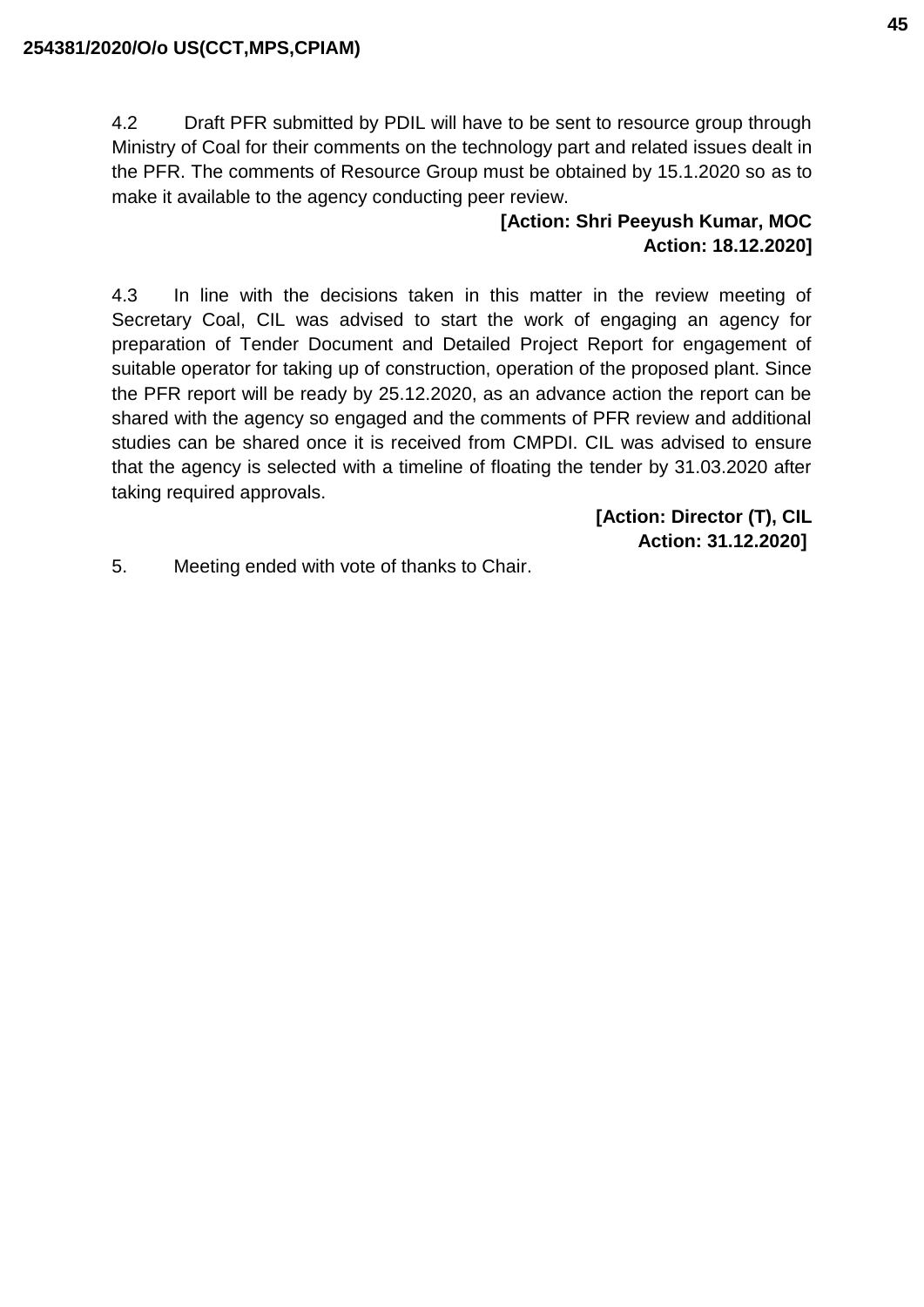4.2 Draft PFR submitted by PDIL will have to be sent to resource group through Ministry of Coal for their comments on the technology part and related issues dealt in the PFR. The comments of Resource Group must be obtained by 15.1.2020 so as to make it available to the agency conducting peer review.

**[Action: Shri Peeyush Kumar, MOC**
**Action: 18.12.2020]**

4.3 In line with the decisions taken in this matter in the review meeting of Secretary Coal, CIL was advised to start the work of engaging an agency for preparation of Tender Document and Detailed Project Report for engagement of suitable operator for taking up of construction, operation of the proposed plant. Since the PFR report will be ready by 25.12.2020, as an advance action the report can be shared with the agency so engaged and the comments of PFR review and additional studies can be shared once it is received from CMPDI. CIL was advised to ensure that the agency is selected with a timeline of floating the tender by 31.03.2020 after taking required approvals.

**[Action: Director (T), CIL**
**Action: 31.12.2020]**

5. Meeting ended with vote of thanks to Chair.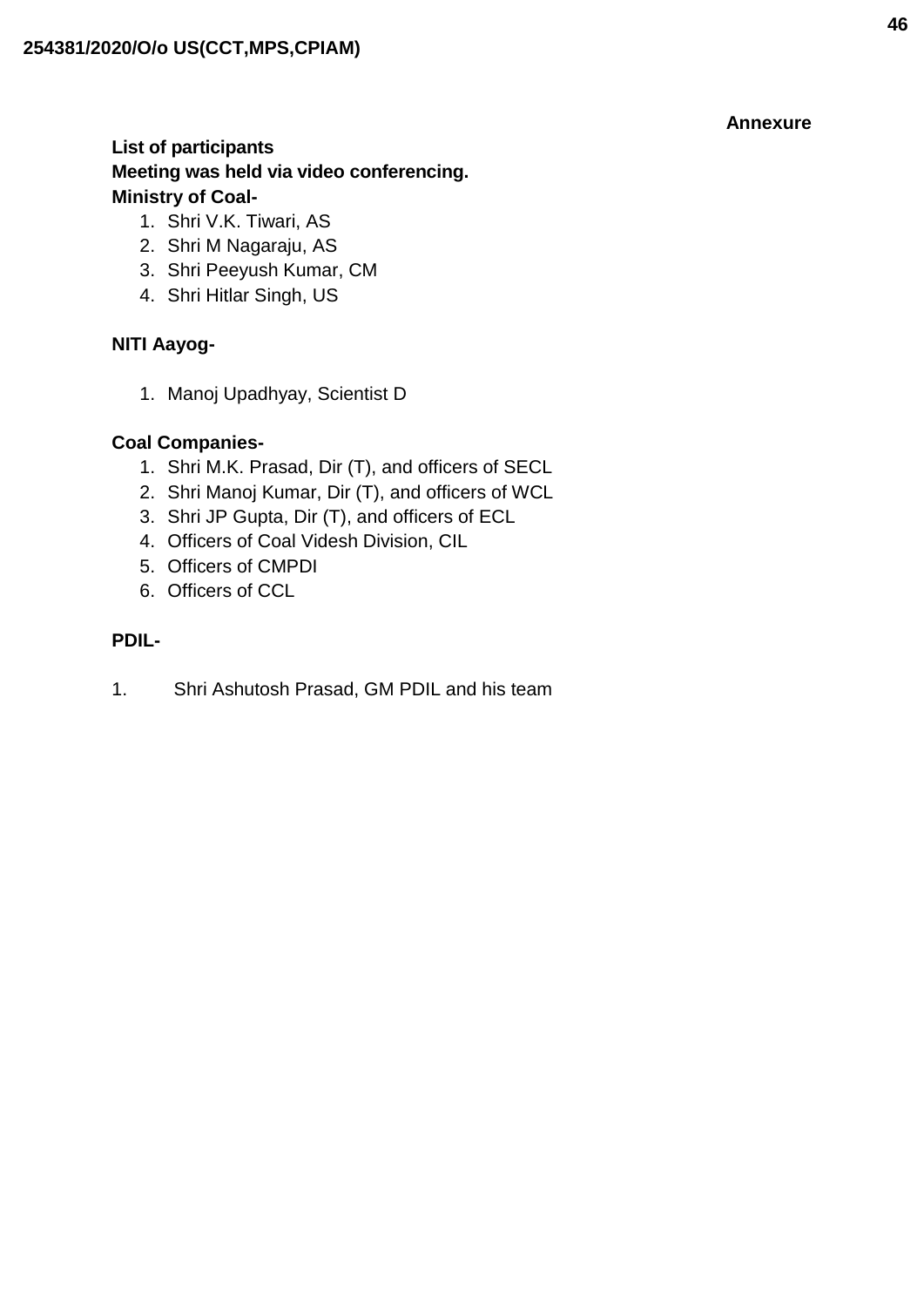**Annexure**

**List of participants**

**Meeting was held via video conferencing.**

**Ministry of Coal-**

1. Shri V.K. Tiwari, AS
2. Shri M Nagaraju, AS
3. Shri Peeyush Kumar, CM
4. Shri Hitlar Singh, US

**NITI Aayog-**

1. Manoj Upadhyay, Scientist D

**Coal Companies-**

1. Shri M.K. Prasad, Dir (T), and officers of SECL
2. Shri Manoj Kumar, Dir (T), and officers of WCL
3. Shri JP Gupta, Dir (T), and officers of ECL
4. Officers of Coal Videsh Division, CIL
5. Officers of CMPDI
6. Officers of CCL

**PDIL-**

1. Shri Ashutosh Prasad, GM PDIL and his team